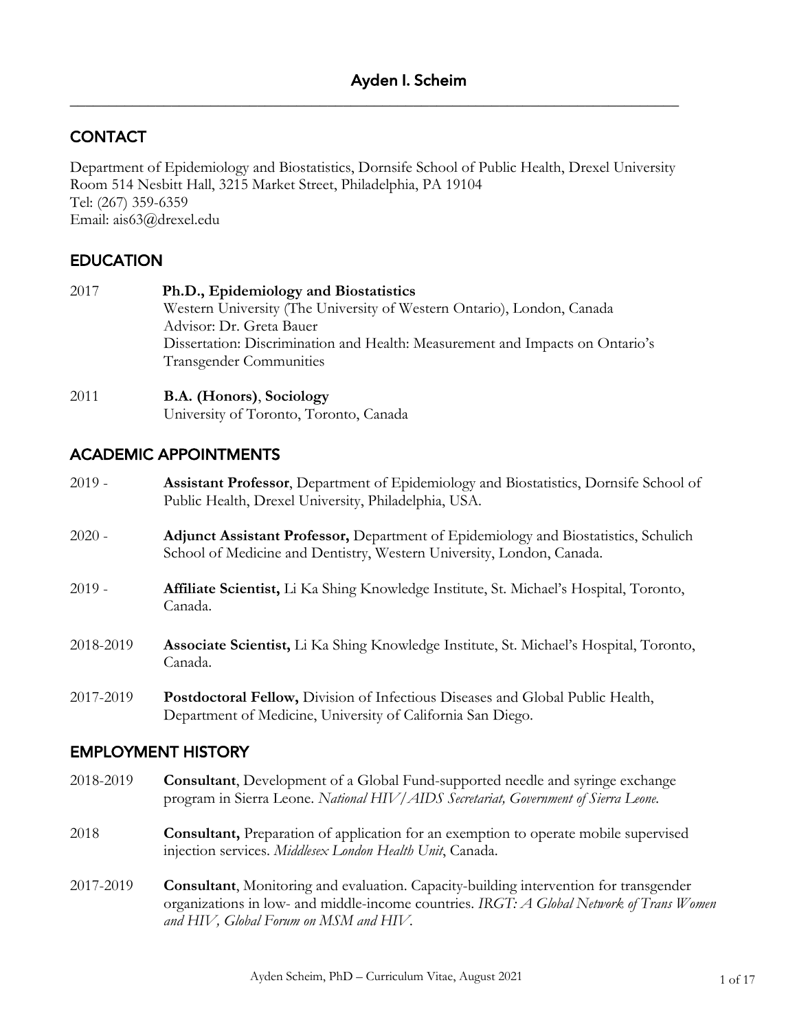# Ayden I. Scheim

## CONTACT

Department of Epidemiology and Biostatistics, Dornsife School of Public Health, Drexel University
Room 514 Nesbitt Hall, 3215 Market Street, Philadelphia, PA 19104
Tel: (267) 359-6359
Email: ais63@drexel.edu

## EDUCATION

2017 **Ph.D., Epidemiology and Biostatistics**
Western University (The University of Western Ontario), London, Canada
Advisor: Dr. Greta Bauer
Dissertation: Discrimination and Health: Measurement and Impacts on Ontario's Transgender Communities

2011 **B.A. (Honors)**, **Sociology**
University of Toronto, Toronto, Canada

## ACADEMIC APPOINTMENTS

2019 - **Assistant Professor**, Department of Epidemiology and Biostatistics, Dornsife School of Public Health, Drexel University, Philadelphia, USA.

2020 - **Adjunct Assistant Professor,** Department of Epidemiology and Biostatistics, Schulich School of Medicine and Dentistry, Western University, London, Canada.

2019 - **Affiliate Scientist,** Li Ka Shing Knowledge Institute, St. Michael's Hospital, Toronto, Canada.

2018-2019 **Associate Scientist,** Li Ka Shing Knowledge Institute, St. Michael's Hospital, Toronto, Canada.

2017-2019 **Postdoctoral Fellow,** Division of Infectious Diseases and Global Public Health, Department of Medicine, University of California San Diego.

## EMPLOYMENT HISTORY

2018-2019 **Consultant**, Development of a Global Fund-supported needle and syringe exchange program in Sierra Leone. *National HIV/AIDS Secretariat, Government of Sierra Leone.*

2018 **Consultant,** Preparation of application for an exemption to operate mobile supervised injection services. *Middlesex London Health Unit*, Canada.

2017-2019 **Consultant**, Monitoring and evaluation. Capacity-building intervention for transgender organizations in low- and middle-income countries. *IRGT: A Global Network of Trans Women and HIV, Global Forum on MSM and HIV*.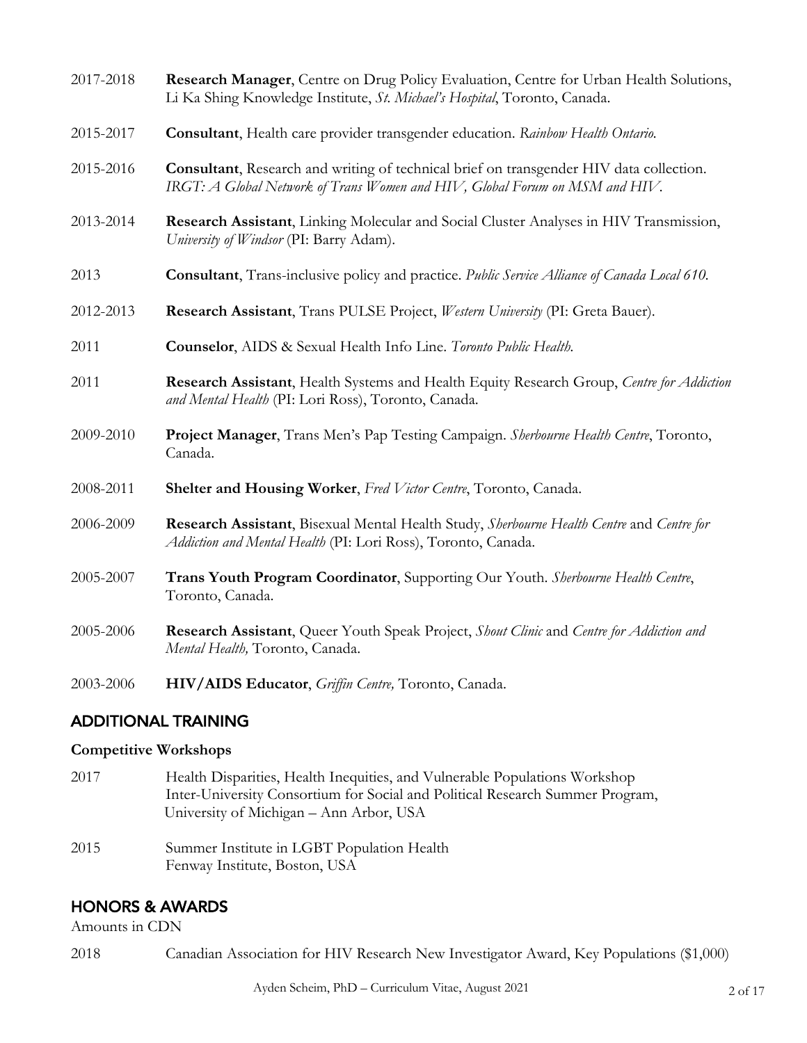2017-2018 **Research Manager**, Centre on Drug Policy Evaluation, Centre for Urban Health Solutions, Li Ka Shing Knowledge Institute, *St. Michael's Hospital*, Toronto, Canada.

2015-2017 **Consultant**, Health care provider transgender education. *Rainbow Health Ontario.*

2015-2016 **Consultant**, Research and writing of technical brief on transgender HIV data collection. *IRGT: A Global Network of Trans Women and HIV, Global Forum on MSM and HIV.*

2013-2014 **Research Assistant**, Linking Molecular and Social Cluster Analyses in HIV Transmission, *University of Windsor* (PI: Barry Adam).

2013 **Consultant**, Trans-inclusive policy and practice. *Public Service Alliance of Canada Local 610.*

2012-2013 **Research Assistant**, Trans PULSE Project, *Western University* (PI: Greta Bauer).

2011 **Counselor**, AIDS & Sexual Health Info Line. *Toronto Public Health.*

2011 **Research Assistant**, Health Systems and Health Equity Research Group, *Centre for Addiction and Mental Health* (PI: Lori Ross), Toronto, Canada.

2009-2010 **Project Manager**, Trans Men's Pap Testing Campaign. *Sherbourne Health Centre*, Toronto, Canada.

2008-2011 **Shelter and Housing Worker**, *Fred Victor Centre*, Toronto, Canada.

2006-2009 **Research Assistant**, Bisexual Mental Health Study, *Sherbourne Health Centre* and *Centre for Addiction and Mental Health* (PI: Lori Ross), Toronto, Canada.

2005-2007 **Trans Youth Program Coordinator**, Supporting Our Youth. *Sherbourne Health Centre*, Toronto, Canada.

2005-2006 **Research Assistant**, Queer Youth Speak Project, *Shout Clinic* and *Centre for Addiction and Mental Health,* Toronto, Canada.

2003-2006 **HIV/AIDS Educator**, *Griffin Centre,* Toronto, Canada.

## ADDITIONAL TRAINING

**Competitive Workshops**

2017 Health Disparities, Health Inequities, and Vulnerable Populations Workshop
Inter-University Consortium for Social and Political Research Summer Program,
University of Michigan – Ann Arbor, USA

2015 Summer Institute in LGBT Population Health
Fenway Institute, Boston, USA

## HONORS & AWARDS

Amounts in CDN

2018 Canadian Association for HIV Research New Investigator Award, Key Populations ($1,000)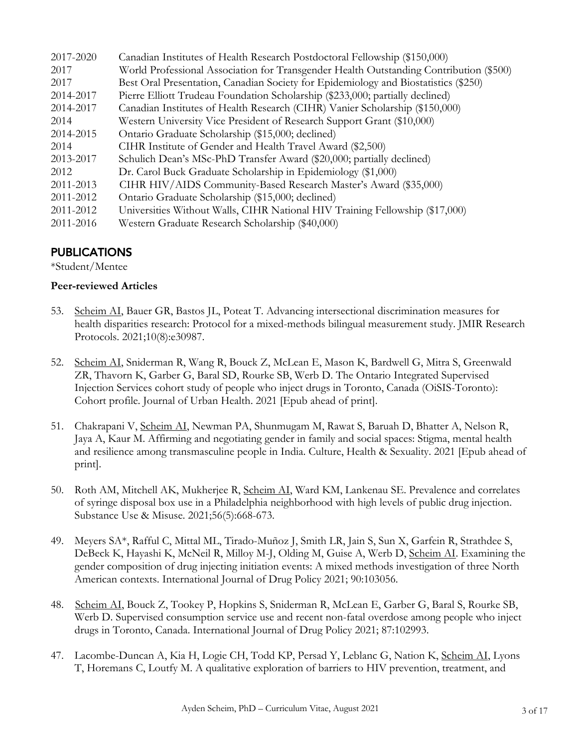| | |
|---|---|
| 2017-2020 | Canadian Institutes of Health Research Postdoctoral Fellowship ($150,000) |
| 2017 | World Professional Association for Transgender Health Outstanding Contribution ($500) |
| 2017 | Best Oral Presentation, Canadian Society for Epidemiology and Biostatistics ($250) |
| 2014-2017 | Pierre Elliott Trudeau Foundation Scholarship ($233,000; partially declined) |
| 2014-2017 | Canadian Institutes of Health Research (CIHR) Vanier Scholarship ($150,000) |
| 2014 | Western University Vice President of Research Support Grant ($10,000) |
| 2014-2015 | Ontario Graduate Scholarship ($15,000; declined) |
| 2014 | CIHR Institute of Gender and Health Travel Award ($2,500) |
| 2013-2017 | Schulich Dean's MSc-PhD Transfer Award ($20,000; partially declined) |
| 2012 | Dr. Carol Buck Graduate Scholarship in Epidemiology ($1,000) |
| 2011-2013 | CIHR HIV/AIDS Community-Based Research Master's Award ($35,000) |
| 2011-2012 | Ontario Graduate Scholarship ($15,000; declined) |
| 2011-2012 | Universities Without Walls, CIHR National HIV Training Fellowship ($17,000) |
| 2011-2016 | Western Graduate Research Scholarship ($40,000) |

## PUBLICATIONS

*Student/Mentee

**Peer-reviewed Articles**

53. Scheim AI, Bauer GR, Bastos JL, Poteat T. Advancing intersectional discrimination measures for health disparities research: Protocol for a mixed-methods bilingual measurement study. JMIR Research Protocols. 2021;10(8):e30987.

52. Scheim AI, Sniderman R, Wang R, Bouck Z, McLean E, Mason K, Bardwell G, Mitra S, Greenwald ZR, Thavorn K, Garber G, Baral SD, Rourke SB, Werb D. The Ontario Integrated Supervised Injection Services cohort study of people who inject drugs in Toronto, Canada (OiSIS-Toronto): Cohort profile. Journal of Urban Health. 2021 [Epub ahead of print].

51. Chakrapani V, Scheim AI, Newman PA, Shunmugam M, Rawat S, Baruah D, Bhatter A, Nelson R, Jaya A, Kaur M. Affirming and negotiating gender in family and social spaces: Stigma, mental health and resilience among transmasculine people in India. Culture, Health & Sexuality. 2021 [Epub ahead of print].

50. Roth AM, Mitchell AK, Mukherjee R, Scheim AI, Ward KM, Lankenau SE. Prevalence and correlates of syringe disposal box use in a Philadelphia neighborhood with high levels of public drug injection. Substance Use & Misuse. 2021;56(5):668-673.

49. Meyers SA*, Rafful C, Mittal ML, Tirado-Muñoz J, Smith LR, Jain S, Sun X, Garfein R, Strathdee S, DeBeck K, Hayashi K, McNeil R, Milloy M-J, Olding M, Guise A, Werb D, Scheim AI. Examining the gender composition of drug injecting initiation events: A mixed methods investigation of three North American contexts. International Journal of Drug Policy 2021; 90:103056.

48. Scheim AI, Bouck Z, Tookey P, Hopkins S, Sniderman R, McLean E, Garber G, Baral S, Rourke SB, Werb D. Supervised consumption service use and recent non-fatal overdose among people who inject drugs in Toronto, Canada. International Journal of Drug Policy 2021; 87:102993.

47. Lacombe-Duncan A, Kia H, Logie CH, Todd KP, Persad Y, Leblanc G, Nation K, Scheim AI, Lyons T, Horemans C, Loutfy M. A qualitative exploration of barriers to HIV prevention, treatment, and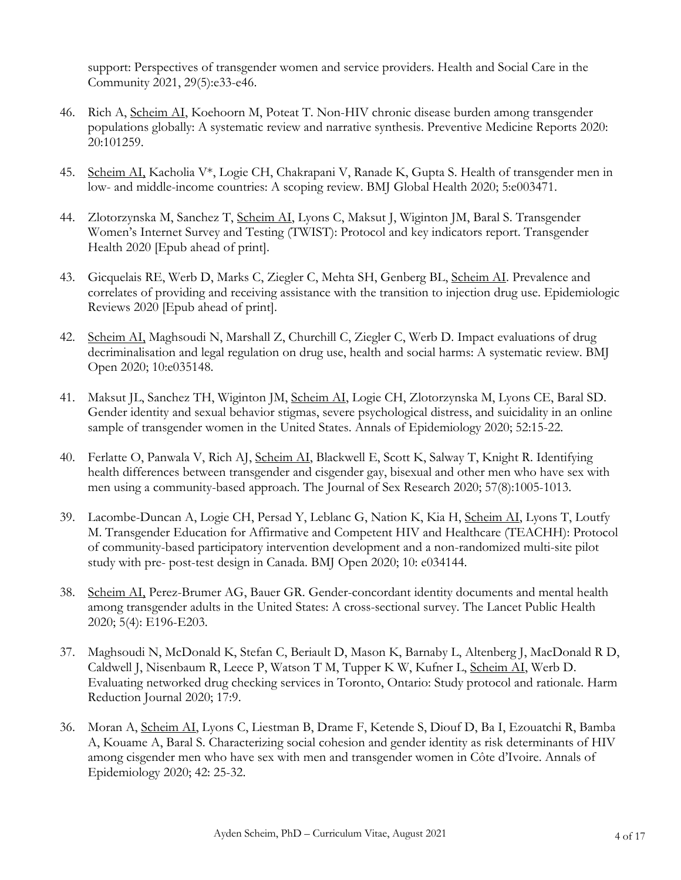support: Perspectives of transgender women and service providers. Health and Social Care in the Community 2021, 29(5):e33-e46.

46. Rich A, <u>Scheim AI</u>, Koehoorn M, Poteat T. Non-HIV chronic disease burden among transgender populations globally: A systematic review and narrative synthesis. Preventive Medicine Reports 2020: 20:101259.

45. <u>Scheim AI</u>, Kacholia V*, Logie CH, Chakrapani V, Ranade K, Gupta S. Health of transgender men in low- and middle-income countries: A scoping review. BMJ Global Health 2020; 5:e003471.

44. Zlotorzynska M, Sanchez T, <u>Scheim AI</u>, Lyons C, Maksut J, Wiginton JM, Baral S. Transgender Women's Internet Survey and Testing (TWIST): Protocol and key indicators report. Transgender Health 2020 [Epub ahead of print].

43. Gicquelais RE, Werb D, Marks C, Ziegler C, Mehta SH, Genberg BL, <u>Scheim AI</u>. Prevalence and correlates of providing and receiving assistance with the transition to injection drug use. Epidemiologic Reviews 2020 [Epub ahead of print].

42. <u>Scheim AI</u>, Maghsoudi N, Marshall Z, Churchill C, Ziegler C, Werb D. Impact evaluations of drug decriminalisation and legal regulation on drug use, health and social harms: A systematic review. BMJ Open 2020; 10:e035148.

41. Maksut JL, Sanchez TH, Wiginton JM, <u>Scheim AI</u>, Logie CH, Zlotorzynska M, Lyons CE, Baral SD. Gender identity and sexual behavior stigmas, severe psychological distress, and suicidality in an online sample of transgender women in the United States. Annals of Epidemiology 2020; 52:15-22.

40. Ferlatte O, Panwala V, Rich AJ, <u>Scheim AI</u>, Blackwell E, Scott K, Salway T, Knight R. Identifying health differences between transgender and cisgender gay, bisexual and other men who have sex with men using a community-based approach. The Journal of Sex Research 2020; 57(8):1005-1013.

39. Lacombe-Duncan A, Logie CH, Persad Y, Leblanc G, Nation K, Kia H, <u>Scheim AI</u>, Lyons T, Loutfy M. Transgender Education for Affirmative and Competent HIV and Healthcare (TEACHH): Protocol of community-based participatory intervention development and a non-randomized multi-site pilot study with pre- post-test design in Canada. BMJ Open 2020; 10: e034144.

38. <u>Scheim AI</u>, Perez-Brumer AG, Bauer GR. Gender-concordant identity documents and mental health among transgender adults in the United States: A cross-sectional survey. The Lancet Public Health 2020; 5(4): E196-E203.

37. Maghsoudi N, McDonald K, Stefan C, Beriault D, Mason K, Barnaby L, Altenberg J, MacDonald R D, Caldwell J, Nisenbaum R, Leece P, Watson T M, Tupper K W, Kufner L, <u>Scheim AI</u>, Werb D. Evaluating networked drug checking services in Toronto, Ontario: Study protocol and rationale. Harm Reduction Journal 2020; 17:9.

36. Moran A, <u>Scheim AI</u>, Lyons C, Liestman B, Drame F, Ketende S, Diouf D, Ba I, Ezouatchi R, Bamba A, Kouame A, Baral S. Characterizing social cohesion and gender identity as risk determinants of HIV among cisgender men who have sex with men and transgender women in Côte d'Ivoire. Annals of Epidemiology 2020; 42: 25-32.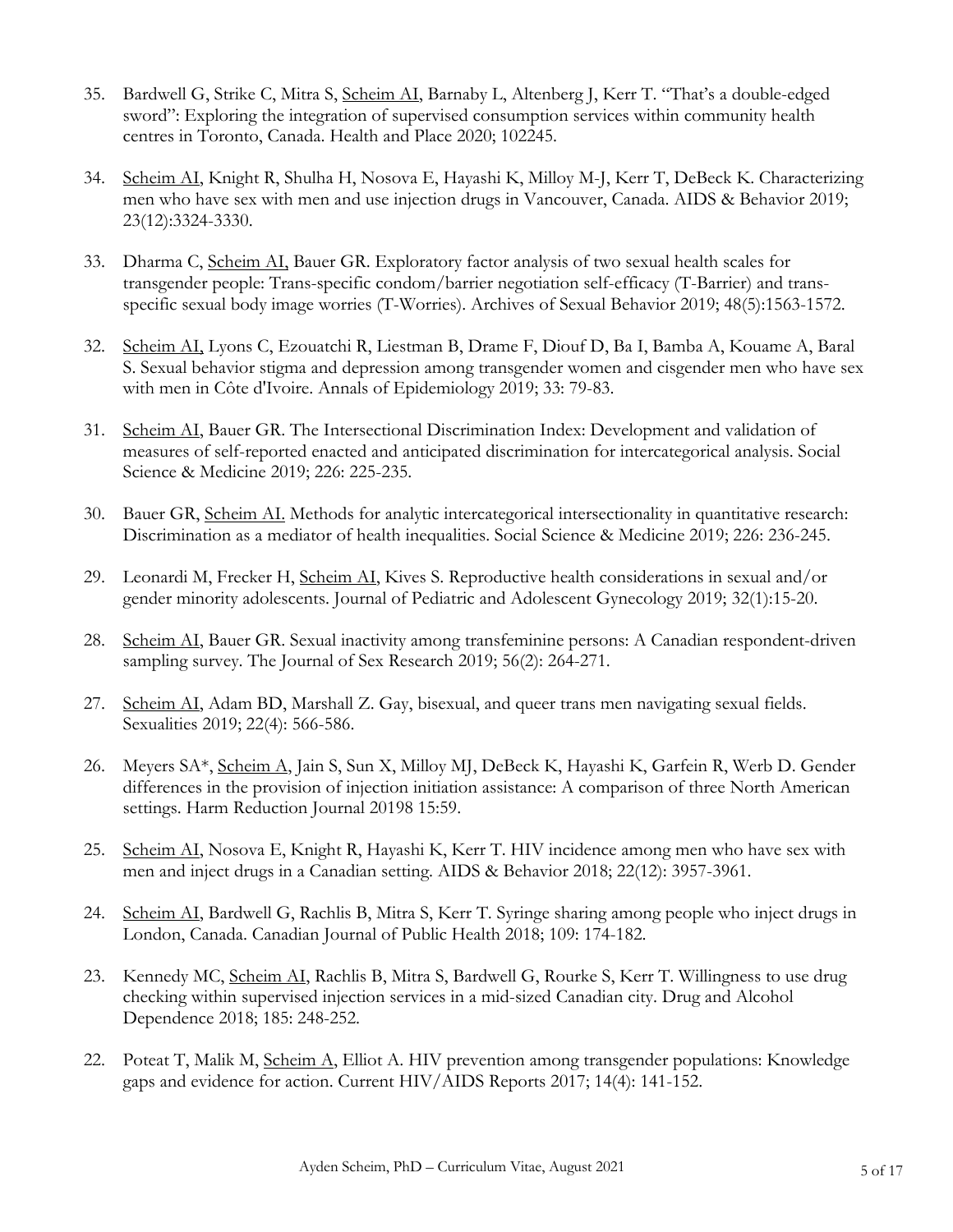35. Bardwell G, Strike C, Mitra S, Scheim AI, Barnaby L, Altenberg J, Kerr T. "That's a double-edged sword": Exploring the integration of supervised consumption services within community health centres in Toronto, Canada. Health and Place 2020; 102245.

34. Scheim AI, Knight R, Shulha H, Nosova E, Hayashi K, Milloy M-J, Kerr T, DeBeck K. Characterizing men who have sex with men and use injection drugs in Vancouver, Canada. AIDS & Behavior 2019; 23(12):3324-3330.

33. Dharma C, Scheim AI, Bauer GR. Exploratory factor analysis of two sexual health scales for transgender people: Trans-specific condom/barrier negotiation self-efficacy (T-Barrier) and trans-specific sexual body image worries (T-Worries). Archives of Sexual Behavior 2019; 48(5):1563-1572.

32. Scheim AI, Lyons C, Ezouatchi R, Liestman B, Drame F, Diouf D, Ba I, Bamba A, Kouame A, Baral S. Sexual behavior stigma and depression among transgender women and cisgender men who have sex with men in Côte d'Ivoire. Annals of Epidemiology 2019; 33: 79-83.

31. Scheim AI, Bauer GR. The Intersectional Discrimination Index: Development and validation of measures of self-reported enacted and anticipated discrimination for intercategorical analysis. Social Science & Medicine 2019; 226: 225-235.

30. Bauer GR, Scheim AI. Methods for analytic intercategorical intersectionality in quantitative research: Discrimination as a mediator of health inequalities. Social Science & Medicine 2019; 226: 236-245.

29. Leonardi M, Frecker H, Scheim AI, Kives S. Reproductive health considerations in sexual and/or gender minority adolescents. Journal of Pediatric and Adolescent Gynecology 2019; 32(1):15-20.

28. Scheim AI, Bauer GR. Sexual inactivity among transfeminine persons: A Canadian respondent-driven sampling survey. The Journal of Sex Research 2019; 56(2): 264-271.

27. Scheim AI, Adam BD, Marshall Z. Gay, bisexual, and queer trans men navigating sexual fields. Sexualities 2019; 22(4): 566-586.

26. Meyers SA*, Scheim A, Jain S, Sun X, Milloy MJ, DeBeck K, Hayashi K, Garfein R, Werb D. Gender differences in the provision of injection initiation assistance: A comparison of three North American settings. Harm Reduction Journal 20198 15:59.

25. Scheim AI, Nosova E, Knight R, Hayashi K, Kerr T. HIV incidence among men who have sex with men and inject drugs in a Canadian setting. AIDS & Behavior 2018; 22(12): 3957-3961.

24. Scheim AI, Bardwell G, Rachlis B, Mitra S, Kerr T. Syringe sharing among people who inject drugs in London, Canada. Canadian Journal of Public Health 2018; 109: 174-182.

23. Kennedy MC, Scheim AI, Rachlis B, Mitra S, Bardwell G, Rourke S, Kerr T. Willingness to use drug checking within supervised injection services in a mid-sized Canadian city. Drug and Alcohol Dependence 2018; 185: 248-252.

22. Poteat T, Malik M, Scheim A, Elliot A. HIV prevention among transgender populations: Knowledge gaps and evidence for action. Current HIV/AIDS Reports 2017; 14(4): 141-152.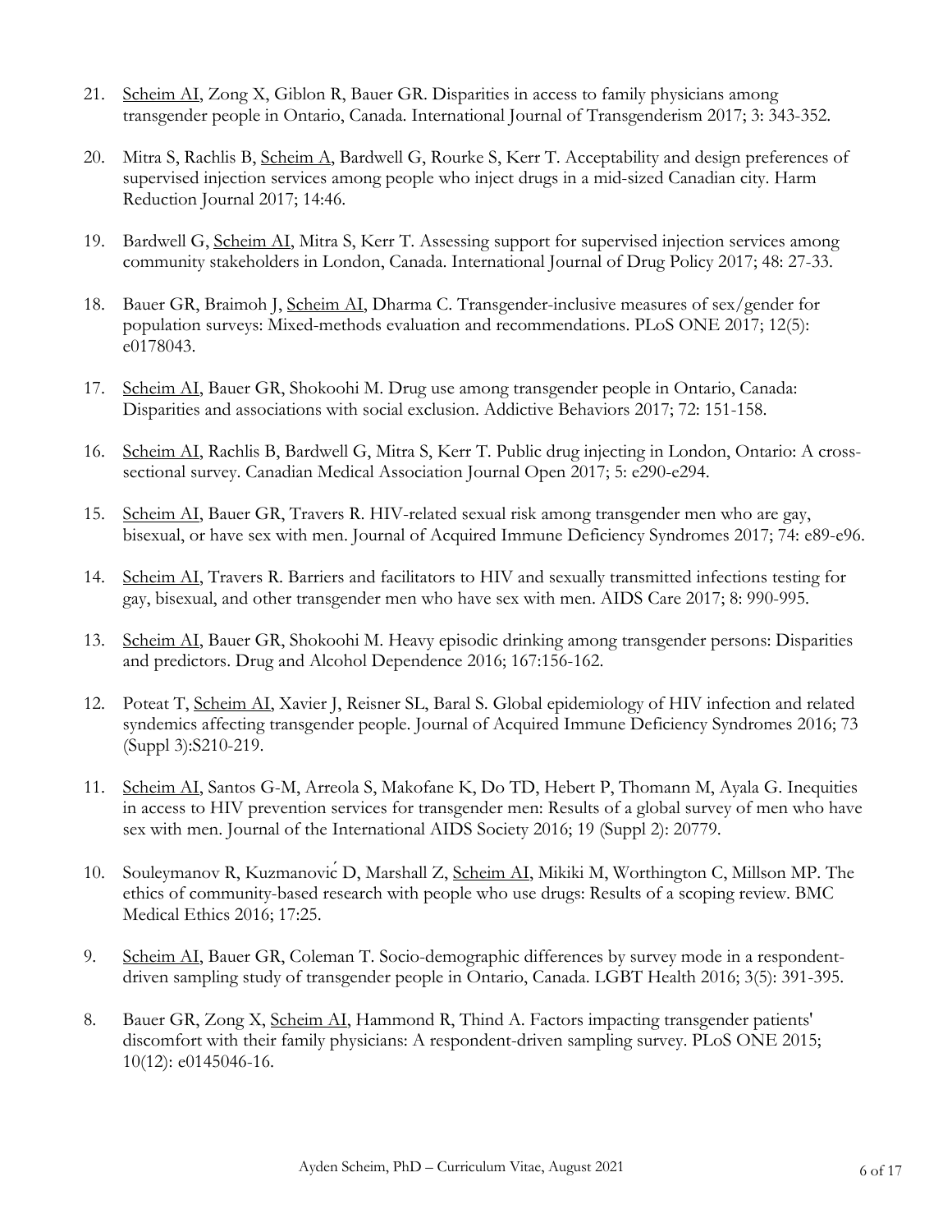21. <u>Scheim AI</u>, Zong X, Giblon R, Bauer GR. Disparities in access to family physicians among transgender people in Ontario, Canada. International Journal of Transgenderism 2017; 3: 343-352.

20. Mitra S, Rachlis B, <u>Scheim A</u>, Bardwell G, Rourke S, Kerr T. Acceptability and design preferences of supervised injection services among people who inject drugs in a mid-sized Canadian city. Harm Reduction Journal 2017; 14:46.

19. Bardwell G, <u>Scheim AI</u>, Mitra S, Kerr T. Assessing support for supervised injection services among community stakeholders in London, Canada. International Journal of Drug Policy 2017; 48: 27-33.

18. Bauer GR, Braimoh J, <u>Scheim AI</u>, Dharma C. Transgender-inclusive measures of sex/gender for population surveys: Mixed-methods evaluation and recommendations. PLoS ONE 2017; 12(5): e0178043.

17. <u>Scheim AI</u>, Bauer GR, Shokoohi M. Drug use among transgender people in Ontario, Canada: Disparities and associations with social exclusion. Addictive Behaviors 2017; 72: 151-158.

16. <u>Scheim AI</u>, Rachlis B, Bardwell G, Mitra S, Kerr T. Public drug injecting in London, Ontario: A cross-sectional survey. Canadian Medical Association Journal Open 2017; 5: e290-e294.

15. <u>Scheim AI</u>, Bauer GR, Travers R. HIV-related sexual risk among transgender men who are gay, bisexual, or have sex with men. Journal of Acquired Immune Deficiency Syndromes 2017; 74: e89-e96.

14. <u>Scheim AI</u>, Travers R. Barriers and facilitators to HIV and sexually transmitted infections testing for gay, bisexual, and other transgender men who have sex with men. AIDS Care 2017; 8: 990-995.

13. <u>Scheim AI</u>, Bauer GR, Shokoohi M. Heavy episodic drinking among transgender persons: Disparities and predictors. Drug and Alcohol Dependence 2016; 167:156-162.

12. Poteat T, <u>Scheim AI</u>, Xavier J, Reisner SL, Baral S. Global epidemiology of HIV infection and related syndemics affecting transgender people. Journal of Acquired Immune Deficiency Syndromes 2016; 73 (Suppl 3):S210-219.

11. <u>Scheim AI</u>, Santos G-M, Arreola S, Makofane K, Do TD, Hebert P, Thomann M, Ayala G. Inequities in access to HIV prevention services for transgender men: Results of a global survey of men who have sex with men. Journal of the International AIDS Society 2016; 19 (Suppl 2): 20779.

10. Souleymanov R, Kuzmanović D, Marshall Z, <u>Scheim AI</u>, Mikiki M, Worthington C, Millson MP. The ethics of community-based research with people who use drugs: Results of a scoping review. BMC Medical Ethics 2016; 17:25.

9. <u>Scheim AI</u>, Bauer GR, Coleman T. Socio-demographic differences by survey mode in a respondent-driven sampling study of transgender people in Ontario, Canada. LGBT Health 2016; 3(5): 391-395.

8. Bauer GR, Zong X, <u>Scheim AI</u>, Hammond R, Thind A. Factors impacting transgender patients' discomfort with their family physicians: A respondent-driven sampling survey. PLoS ONE 2015; 10(12): e0145046-16.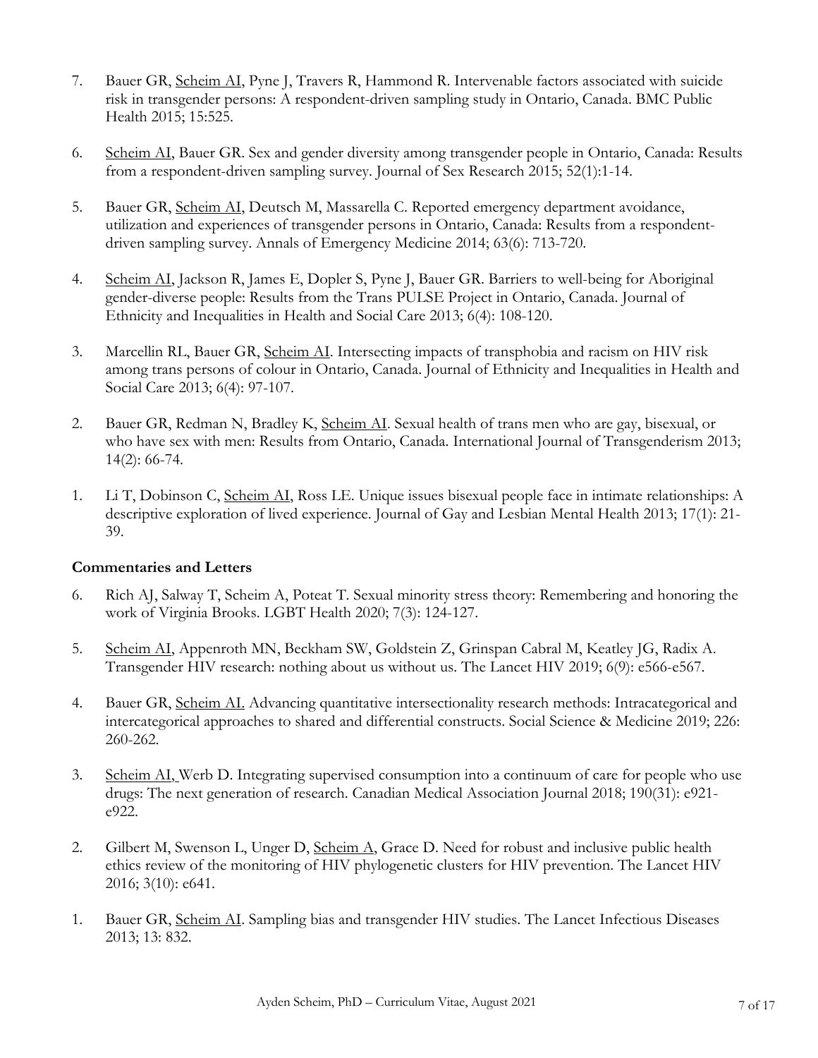7. Bauer GR, Scheim AI, Pyne J, Travers R, Hammond R. Intervenable factors associated with suicide risk in transgender persons: A respondent-driven sampling study in Ontario, Canada. BMC Public Health 2015; 15:525.

6. Scheim AI, Bauer GR. Sex and gender diversity among transgender people in Ontario, Canada: Results from a respondent-driven sampling survey. Journal of Sex Research 2015; 52(1):1-14.

5. Bauer GR, Scheim AI, Deutsch M, Massarella C. Reported emergency department avoidance, utilization and experiences of transgender persons in Ontario, Canada: Results from a respondent-driven sampling survey. Annals of Emergency Medicine 2014; 63(6): 713-720.

4. Scheim AI, Jackson R, James E, Dopler S, Pyne J, Bauer GR. Barriers to well-being for Aboriginal gender-diverse people: Results from the Trans PULSE Project in Ontario, Canada. Journal of Ethnicity and Inequalities in Health and Social Care 2013; 6(4): 108-120.

3. Marcellin RL, Bauer GR, Scheim AI. Intersecting impacts of transphobia and racism on HIV risk among trans persons of colour in Ontario, Canada. Journal of Ethnicity and Inequalities in Health and Social Care 2013; 6(4): 97-107.

2. Bauer GR, Redman N, Bradley K, Scheim AI. Sexual health of trans men who are gay, bisexual, or who have sex with men: Results from Ontario, Canada. International Journal of Transgenderism 2013; 14(2): 66-74.

1. Li T, Dobinson C, Scheim AI, Ross LE. Unique issues bisexual people face in intimate relationships: A descriptive exploration of lived experience. Journal of Gay and Lesbian Mental Health 2013; 17(1): 21-39.

**Commentaries and Letters**

6. Rich AJ, Salway T, Scheim A, Poteat T. Sexual minority stress theory: Remembering and honoring the work of Virginia Brooks. LGBT Health 2020; 7(3): 124-127.

5. Scheim AI, Appenroth MN, Beckham SW, Goldstein Z, Grinspan Cabral M, Keatley JG, Radix A. Transgender HIV research: nothing about us without us. The Lancet HIV 2019; 6(9): e566-e567.

4. Bauer GR, Scheim AI. Advancing quantitative intersectionality research methods: Intracategorical and intercategorical approaches to shared and differential constructs. Social Science & Medicine 2019; 226: 260-262.

3. Scheim AI, Werb D. Integrating supervised consumption into a continuum of care for people who use drugs: The next generation of research. Canadian Medical Association Journal 2018; 190(31): e921-e922.

2. Gilbert M, Swenson L, Unger D, Scheim A, Grace D. Need for robust and inclusive public health ethics review of the monitoring of HIV phylogenetic clusters for HIV prevention. The Lancet HIV 2016; 3(10): e641.

1. Bauer GR, Scheim AI. Sampling bias and transgender HIV studies. The Lancet Infectious Diseases 2013; 13: 832.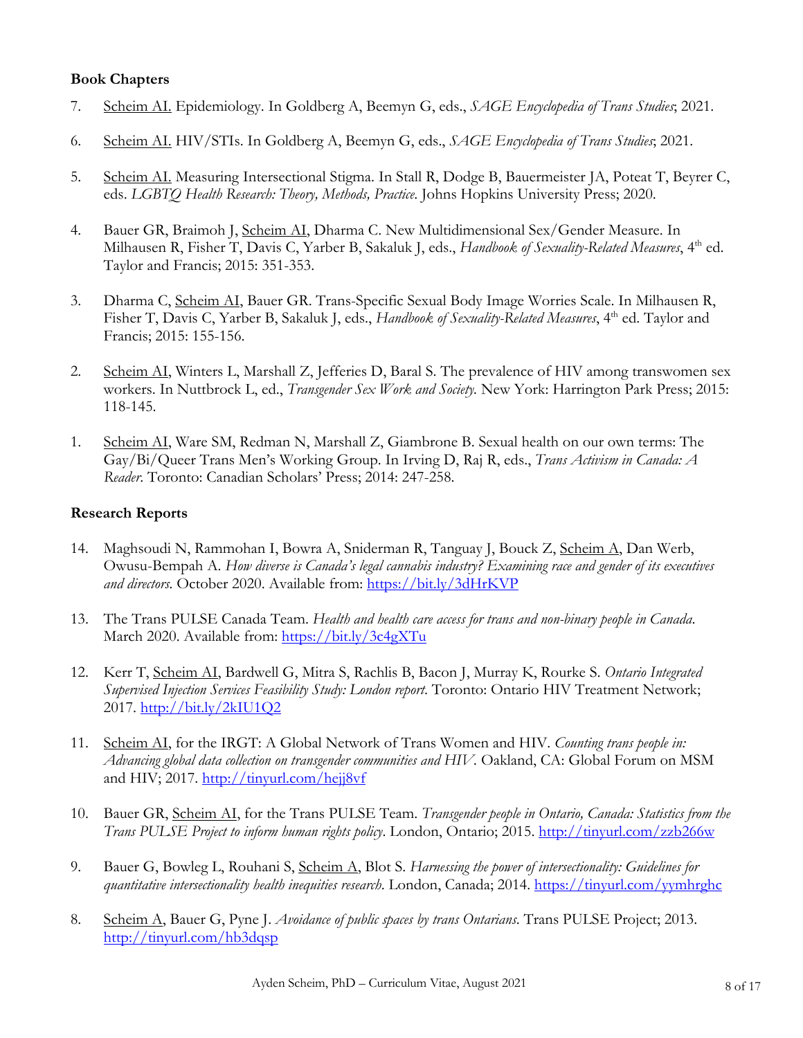**Book Chapters**

7. Scheim AI. Epidemiology. In Goldberg A, Beemyn G, eds., *SAGE Encyclopedia of Trans Studies*; 2021.

6. Scheim AI. HIV/STIs. In Goldberg A, Beemyn G, eds., *SAGE Encyclopedia of Trans Studies*; 2021.

5. Scheim AI. Measuring Intersectional Stigma. In Stall R, Dodge B, Bauermeister JA, Poteat T, Beyrer C, eds. *LGBTQ Health Research: Theory, Methods, Practice*. Johns Hopkins University Press; 2020.

4. Bauer GR, Braimoh J, Scheim AI, Dharma C. New Multidimensional Sex/Gender Measure. In Milhausen R, Fisher T, Davis C, Yarber B, Sakaluk J, eds., *Handbook of Sexuality-Related Measures*, 4th ed. Taylor and Francis; 2015: 351-353.

3. Dharma C, Scheim AI, Bauer GR. Trans-Specific Sexual Body Image Worries Scale. In Milhausen R, Fisher T, Davis C, Yarber B, Sakaluk J, eds., *Handbook of Sexuality-Related Measures*, 4th ed. Taylor and Francis; 2015: 155-156.

2. Scheim AI, Winters L, Marshall Z, Jefferies D, Baral S. The prevalence of HIV among transwomen sex workers. In Nuttbrock L, ed., *Transgender Sex Work and Society.* New York: Harrington Park Press; 2015: 118-145.

1. Scheim AI, Ware SM, Redman N, Marshall Z, Giambrone B. Sexual health on our own terms: The Gay/Bi/Queer Trans Men's Working Group. In Irving D, Raj R, eds., *Trans Activism in Canada: A Reader*. Toronto: Canadian Scholars' Press; 2014: 247-258.

**Research Reports**

14. Maghsoudi N, Rammohan I, Bowra A, Sniderman R, Tanguay J, Bouck Z, Scheim A, Dan Werb, Owusu-Bempah A. *How diverse is Canada's legal cannabis industry? Examining race and gender of its executives and directors.* October 2020. Available from: https://bit.ly/3dHrKVP

13. The Trans PULSE Canada Team. *Health and health care access for trans and non-binary people in Canada*. March 2020. Available from: https://bit.ly/3c4gXTu

12. Kerr T, Scheim AI, Bardwell G, Mitra S, Rachlis B, Bacon J, Murray K, Rourke S. *Ontario Integrated Supervised Injection Services Feasibility Study: London report*. Toronto: Ontario HIV Treatment Network; 2017. http://bit.ly/2kIU1Q2

11. Scheim AI, for the IRGT: A Global Network of Trans Women and HIV. *Counting trans people in: Advancing global data collection on transgender communities and HIV*. Oakland, CA: Global Forum on MSM and HIV; 2017. http://tinyurl.com/hejj8vf

10. Bauer GR, Scheim AI, for the Trans PULSE Team. *Transgender people in Ontario, Canada: Statistics from the Trans PULSE Project to inform human rights policy*. London, Ontario; 2015. http://tinyurl.com/zzb266w

9. Bauer G, Bowleg L, Rouhani S, Scheim A, Blot S. *Harnessing the power of intersectionality: Guidelines for quantitative intersectionality health inequities research*. London, Canada; 2014. https://tinyurl.com/yymhrghc

8. Scheim A, Bauer G, Pyne J. *Avoidance of public spaces by trans Ontarians*. Trans PULSE Project; 2013. http://tinyurl.com/hb3dqsp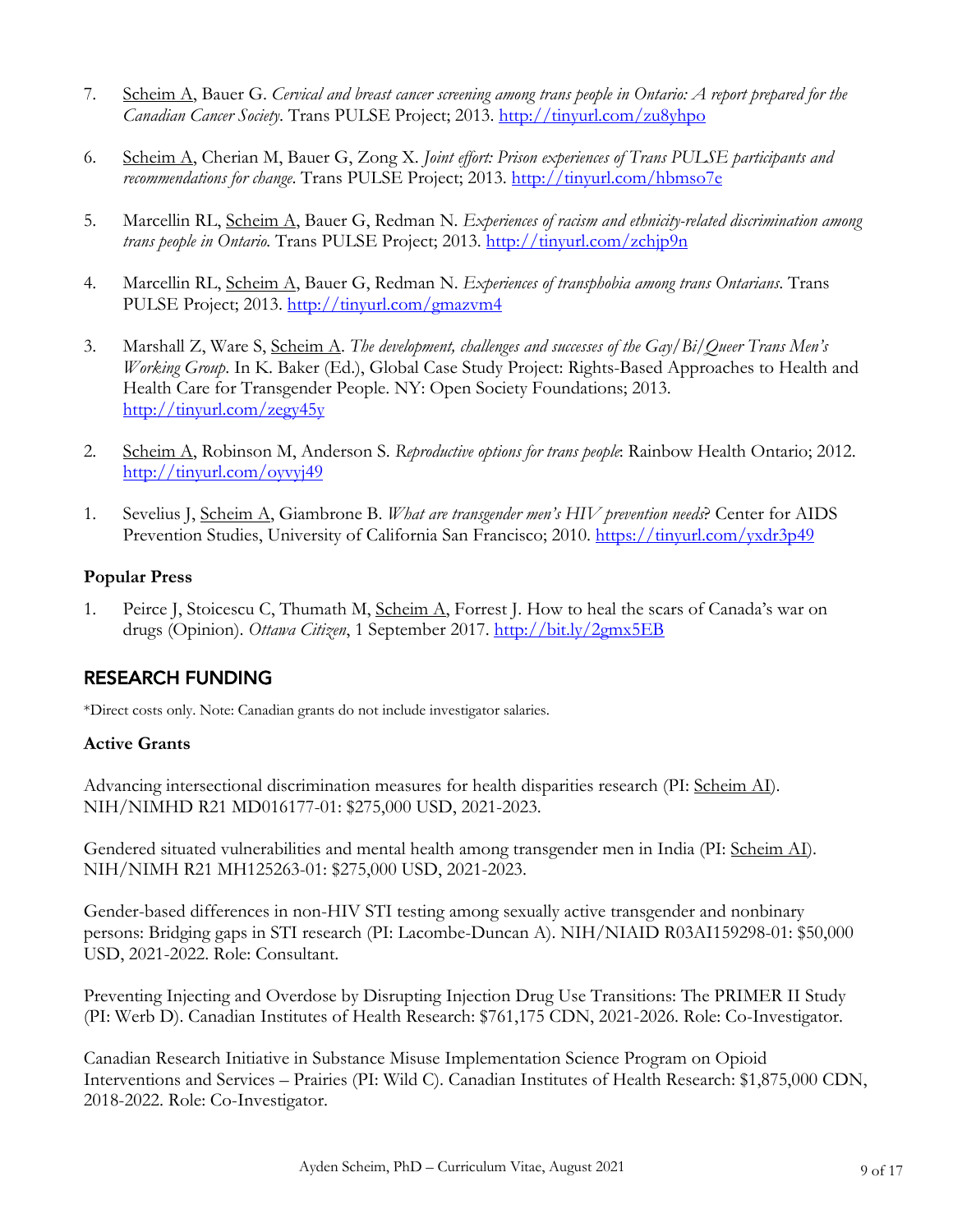7. Scheim A, Bauer G. *Cervical and breast cancer screening among trans people in Ontario: A report prepared for the Canadian Cancer Society*. Trans PULSE Project; 2013. http://tinyurl.com/zu8yhpo

6. Scheim A, Cherian M, Bauer G, Zong X. *Joint effort: Prison experiences of Trans PULSE participants and recommendations for change*. Trans PULSE Project; 2013. http://tinyurl.com/hbmso7e

5. Marcellin RL, Scheim A, Bauer G, Redman N. *Experiences of racism and ethnicity-related discrimination among trans people in Ontario*. Trans PULSE Project; 2013. http://tinyurl.com/zchjp9n

4. Marcellin RL, Scheim A, Bauer G, Redman N. *Experiences of transphobia among trans Ontarians*. Trans PULSE Project; 2013. http://tinyurl.com/gmazvm4

3. Marshall Z, Ware S, Scheim A. *The development, challenges and successes of the Gay/Bi/Queer Trans Men's Working Group*. In K. Baker (Ed.), Global Case Study Project: Rights-Based Approaches to Health and Health Care for Transgender People. NY: Open Society Foundations; 2013. http://tinyurl.com/zegy45y

2. Scheim A, Robinson M, Anderson S. *Reproductive options for trans people*: Rainbow Health Ontario; 2012. http://tinyurl.com/oyvyj49

1. Sevelius J, Scheim A, Giambrone B. *What are transgender men's HIV prevention needs*? Center for AIDS Prevention Studies, University of California San Francisco; 2010. https://tinyurl.com/yxdr3p49

### Popular Press

1. Peirce J, Stoicescu C, Thumath M, Scheim A, Forrest J. How to heal the scars of Canada's war on drugs (Opinion). *Ottawa Citizen*, 1 September 2017. http://bit.ly/2gmx5EB

## RESEARCH FUNDING

*Direct costs only. Note: Canadian grants do not include investigator salaries.

### Active Grants

Advancing intersectional discrimination measures for health disparities research (PI: Scheim AI). NIH/NIMHD R21 MD016177-01: $275,000 USD, 2021-2023.

Gendered situated vulnerabilities and mental health among transgender men in India (PI: Scheim AI). NIH/NIMH R21 MH125263-01: $275,000 USD, 2021-2023.

Gender-based differences in non-HIV STI testing among sexually active transgender and nonbinary persons: Bridging gaps in STI research (PI: Lacombe-Duncan A). NIH/NIAID R03AI159298-01: $50,000 USD, 2021-2022. Role: Consultant.

Preventing Injecting and Overdose by Disrupting Injection Drug Use Transitions: The PRIMER II Study (PI: Werb D). Canadian Institutes of Health Research: $761,175 CDN, 2021-2026. Role: Co-Investigator.

Canadian Research Initiative in Substance Misuse Implementation Science Program on Opioid Interventions and Services – Prairies (PI: Wild C). Canadian Institutes of Health Research: $1,875,000 CDN, 2018-2022. Role: Co-Investigator.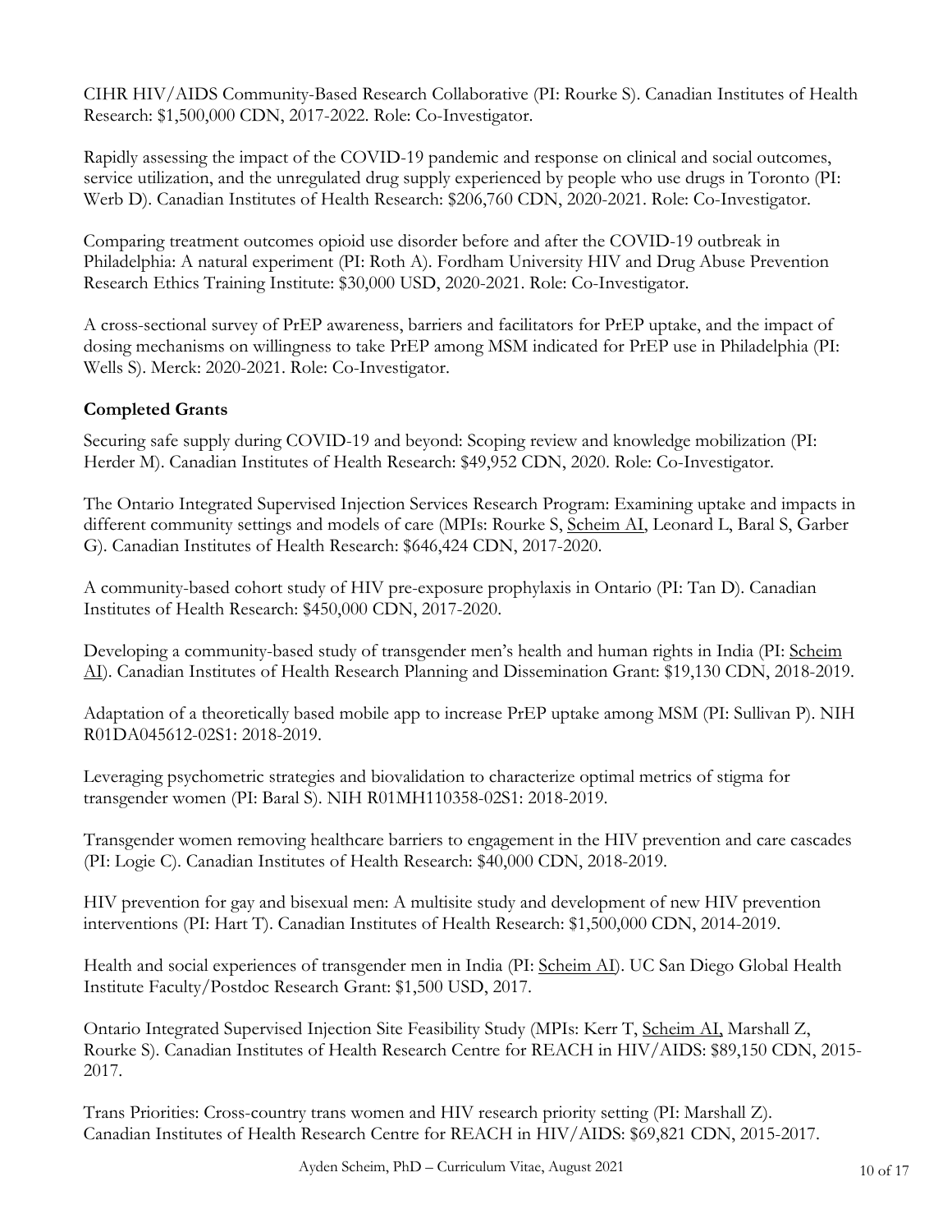CIHR HIV/AIDS Community-Based Research Collaborative (PI: Rourke S). Canadian Institutes of Health Research: $1,500,000 CDN, 2017-2022. Role: Co-Investigator.

Rapidly assessing the impact of the COVID-19 pandemic and response on clinical and social outcomes, service utilization, and the unregulated drug supply experienced by people who use drugs in Toronto (PI: Werb D). Canadian Institutes of Health Research: $206,760 CDN, 2020-2021. Role: Co-Investigator.

Comparing treatment outcomes opioid use disorder before and after the COVID-19 outbreak in Philadelphia: A natural experiment (PI: Roth A). Fordham University HIV and Drug Abuse Prevention Research Ethics Training Institute: $30,000 USD, 2020-2021. Role: Co-Investigator.

A cross-sectional survey of PrEP awareness, barriers and facilitators for PrEP uptake, and the impact of dosing mechanisms on willingness to take PrEP among MSM indicated for PrEP use in Philadelphia (PI: Wells S). Merck: 2020-2021. Role: Co-Investigator.

### Completed Grants

Securing safe supply during COVID-19 and beyond: Scoping review and knowledge mobilization (PI: Herder M). Canadian Institutes of Health Research: $49,952 CDN, 2020. Role: Co-Investigator.

The Ontario Integrated Supervised Injection Services Research Program: Examining uptake and impacts in different community settings and models of care (MPIs: Rourke S, Scheim AI, Leonard L, Baral S, Garber G). Canadian Institutes of Health Research: $646,424 CDN, 2017-2020.

A community-based cohort study of HIV pre-exposure prophylaxis in Ontario (PI: Tan D). Canadian Institutes of Health Research: $450,000 CDN, 2017-2020.

Developing a community-based study of transgender men's health and human rights in India (PI: Scheim AI). Canadian Institutes of Health Research Planning and Dissemination Grant: $19,130 CDN, 2018-2019.

Adaptation of a theoretically based mobile app to increase PrEP uptake among MSM (PI: Sullivan P). NIH R01DA045612-02S1: 2018-2019.

Leveraging psychometric strategies and biovalidation to characterize optimal metrics of stigma for transgender women (PI: Baral S). NIH R01MH110358-02S1: 2018-2019.

Transgender women removing healthcare barriers to engagement in the HIV prevention and care cascades (PI: Logie C). Canadian Institutes of Health Research: $40,000 CDN, 2018-2019.

HIV prevention for gay and bisexual men: A multisite study and development of new HIV prevention interventions (PI: Hart T). Canadian Institutes of Health Research: $1,500,000 CDN, 2014-2019.

Health and social experiences of transgender men in India (PI: Scheim AI). UC San Diego Global Health Institute Faculty/Postdoc Research Grant: $1,500 USD, 2017.

Ontario Integrated Supervised Injection Site Feasibility Study (MPIs: Kerr T, Scheim AI, Marshall Z, Rourke S). Canadian Institutes of Health Research Centre for REACH in HIV/AIDS: $89,150 CDN, 2015-2017.

Trans Priorities: Cross-country trans women and HIV research priority setting (PI: Marshall Z). Canadian Institutes of Health Research Centre for REACH in HIV/AIDS: $69,821 CDN, 2015-2017.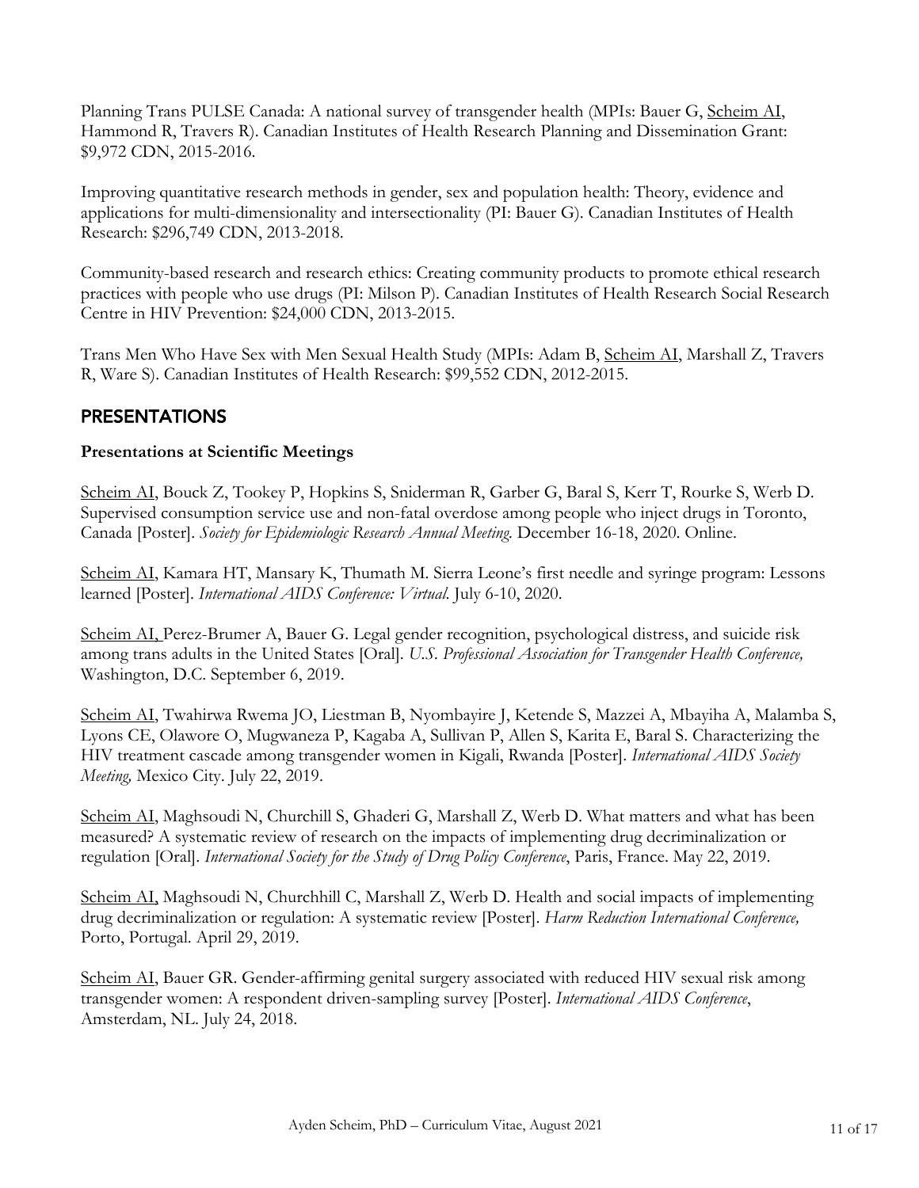Planning Trans PULSE Canada: A national survey of transgender health (MPIs: Bauer G, Scheim AI, Hammond R, Travers R). Canadian Institutes of Health Research Planning and Dissemination Grant: $9,972 CDN, 2015-2016.

Improving quantitative research methods in gender, sex and population health: Theory, evidence and applications for multi-dimensionality and intersectionality (PI: Bauer G). Canadian Institutes of Health Research: $296,749 CDN, 2013-2018.

Community-based research and research ethics: Creating community products to promote ethical research practices with people who use drugs (PI: Milson P). Canadian Institutes of Health Research Social Research Centre in HIV Prevention: $24,000 CDN, 2013-2015.

Trans Men Who Have Sex with Men Sexual Health Study (MPIs: Adam B, Scheim AI, Marshall Z, Travers R, Ware S). Canadian Institutes of Health Research: $99,552 CDN, 2012-2015.

## PRESENTATIONS

### Presentations at Scientific Meetings

Scheim AI, Bouck Z, Tookey P, Hopkins S, Sniderman R, Garber G, Baral S, Kerr T, Rourke S, Werb D. Supervised consumption service use and non-fatal overdose among people who inject drugs in Toronto, Canada [Poster]. *Society for Epidemiologic Research Annual Meeting.* December 16-18, 2020. Online.

Scheim AI, Kamara HT, Mansary K, Thumath M. Sierra Leone's first needle and syringe program: Lessons learned [Poster]. *International AIDS Conference: Virtual.* July 6-10, 2020.

Scheim AI, Perez-Brumer A, Bauer G. Legal gender recognition, psychological distress, and suicide risk among trans adults in the United States [Oral]. *U.S. Professional Association for Transgender Health Conference,* Washington, D.C. September 6, 2019.

Scheim AI, Twahirwa Rwema JO, Liestman B, Nyombayire J, Ketende S, Mazzei A, Mbayiha A, Malamba S, Lyons CE, Olawore O, Mugwaneza P, Kagaba A, Sullivan P, Allen S, Karita E, Baral S. Characterizing the HIV treatment cascade among transgender women in Kigali, Rwanda [Poster]. *International AIDS Society Meeting,* Mexico City. July 22, 2019.

Scheim AI, Maghsoudi N, Churchill S, Ghaderi G, Marshall Z, Werb D. What matters and what has been measured? A systematic review of research on the impacts of implementing drug decriminalization or regulation [Oral]. *International Society for the Study of Drug Policy Conference*, Paris, France. May 22, 2019.

Scheim AI, Maghsoudi N, Churchhill C, Marshall Z, Werb D. Health and social impacts of implementing drug decriminalization or regulation: A systematic review [Poster]. *Harm Reduction International Conference,* Porto, Portugal. April 29, 2019.

Scheim AI, Bauer GR. Gender-affirming genital surgery associated with reduced HIV sexual risk among transgender women: A respondent driven-sampling survey [Poster]. *International AIDS Conference*, Amsterdam, NL. July 24, 2018.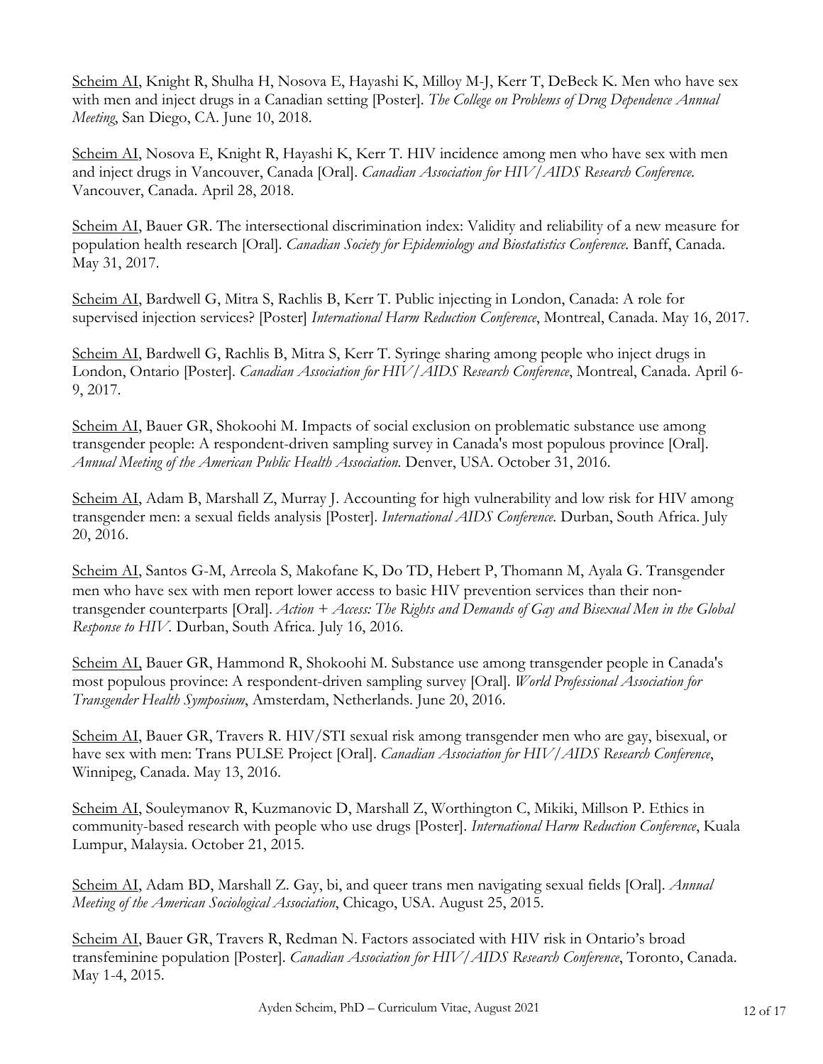<u>Scheim AI</u>, Knight R, Shulha H, Nosova E, Hayashi K, Milloy M-J, Kerr T, DeBeck K. Men who have sex with men and inject drugs in a Canadian setting [Poster]. *The College on Problems of Drug Dependence Annual Meeting*, San Diego, CA. June 10, 2018.

<u>Scheim AI</u>, Nosova E, Knight R, Hayashi K, Kerr T. HIV incidence among men who have sex with men and inject drugs in Vancouver, Canada [Oral]. *Canadian Association for HIV/AIDS Research Conference*. Vancouver, Canada. April 28, 2018.

<u>Scheim AI</u>, Bauer GR. The intersectional discrimination index: Validity and reliability of a new measure for population health research [Oral]. *Canadian Society for Epidemiology and Biostatistics Conference.* Banff, Canada. May 31, 2017.

<u>Scheim AI</u>, Bardwell G, Mitra S, Rachlis B, Kerr T. Public injecting in London, Canada: A role for supervised injection services? [Poster] *International Harm Reduction Conference*, Montreal, Canada. May 16, 2017.

<u>Scheim AI</u>, Bardwell G, Rachlis B, Mitra S, Kerr T. Syringe sharing among people who inject drugs in London, Ontario [Poster]. *Canadian Association for HIV/AIDS Research Conference*, Montreal, Canada. April 6-9, 2017.

<u>Scheim AI</u>, Bauer GR, Shokoohi M. Impacts of social exclusion on problematic substance use among transgender people: A respondent-driven sampling survey in Canada's most populous province [Oral]. *Annual Meeting of the American Public Health Association.* Denver, USA. October 31, 2016.

<u>Scheim AI</u>, Adam B, Marshall Z, Murray J. Accounting for high vulnerability and low risk for HIV among transgender men: a sexual fields analysis [Poster]. *International AIDS Conference.* Durban, South Africa. July 20, 2016.

<u>Scheim AI</u>, Santos G-M, Arreola S, Makofane K, Do TD, Hebert P, Thomann M, Ayala G. Transgender men who have sex with men report lower access to basic HIV prevention services than their non-transgender counterparts [Oral]. *Action + Access: The Rights and Demands of Gay and Bisexual Men in the Global Response to HIV.* Durban, South Africa. July 16, 2016.

<u>Scheim AI,</u> Bauer GR, Hammond R, Shokoohi M. Substance use among transgender people in Canada's most populous province: A respondent-driven sampling survey [Oral]. *World Professional Association for Transgender Health Symposium*, Amsterdam, Netherlands. June 20, 2016.

<u>Scheim AI</u>, Bauer GR, Travers R. HIV/STI sexual risk among transgender men who are gay, bisexual, or have sex with men: Trans PULSE Project [Oral]. *Canadian Association for HIV/AIDS Research Conference*, Winnipeg, Canada. May 13, 2016.

<u>Scheim AI</u>, Souleymanov R, Kuzmanovic D, Marshall Z, Worthington C, Mikiki, Millson P. Ethics in community-based research with people who use drugs [Poster]. *International Harm Reduction Conference*, Kuala Lumpur, Malaysia. October 21, 2015.

<u>Scheim AI</u>, Adam BD, Marshall Z. Gay, bi, and queer trans men navigating sexual fields [Oral]. *Annual Meeting of the American Sociological Association*, Chicago, USA. August 25, 2015.

<u>Scheim AI</u>, Bauer GR, Travers R, Redman N. Factors associated with HIV risk in Ontario's broad transfeminine population [Poster]. *Canadian Association for HIV/AIDS Research Conference*, Toronto, Canada. May 1-4, 2015.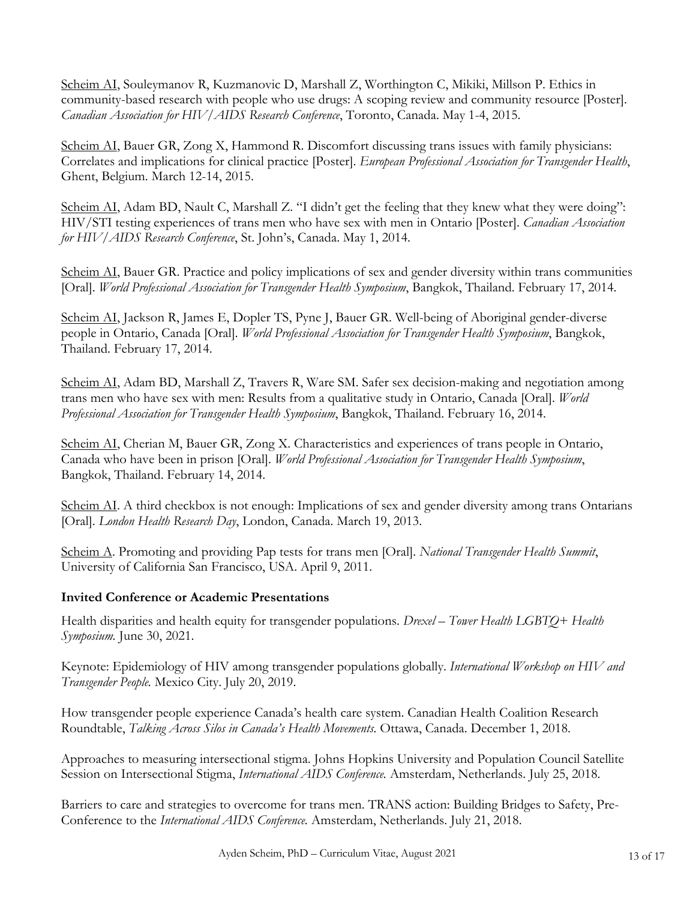<u>Scheim AI</u>, Souleymanov R, Kuzmanovic D, Marshall Z, Worthington C, Mikiki, Millson P. Ethics in community-based research with people who use drugs: A scoping review and community resource [Poster]. *Canadian Association for HIV/AIDS Research Conference*, Toronto, Canada. May 1-4, 2015.

<u>Scheim AI</u>, Bauer GR, Zong X, Hammond R. Discomfort discussing trans issues with family physicians: Correlates and implications for clinical practice [Poster]. *European Professional Association for Transgender Health*, Ghent, Belgium. March 12-14, 2015.

<u>Scheim AI</u>, Adam BD, Nault C, Marshall Z. "I didn't get the feeling that they knew what they were doing": HIV/STI testing experiences of trans men who have sex with men in Ontario [Poster]. *Canadian Association for HIV/AIDS Research Conference*, St. John's, Canada. May 1, 2014.

<u>Scheim AI</u>, Bauer GR. Practice and policy implications of sex and gender diversity within trans communities [Oral]. *World Professional Association for Transgender Health Symposium*, Bangkok, Thailand. February 17, 2014.

<u>Scheim AI</u>, Jackson R, James E, Dopler TS, Pyne J, Bauer GR. Well-being of Aboriginal gender-diverse people in Ontario, Canada [Oral]. *World Professional Association for Transgender Health Symposium*, Bangkok, Thailand. February 17, 2014.

<u>Scheim AI</u>, Adam BD, Marshall Z, Travers R, Ware SM. Safer sex decision-making and negotiation among trans men who have sex with men: Results from a qualitative study in Ontario, Canada [Oral]. *World Professional Association for Transgender Health Symposium*, Bangkok, Thailand. February 16, 2014.

<u>Scheim AI</u>, Cherian M, Bauer GR, Zong X. Characteristics and experiences of trans people in Ontario, Canada who have been in prison [Oral]. *World Professional Association for Transgender Health Symposium*, Bangkok, Thailand. February 14, 2014.

<u>Scheim AI</u>. A third checkbox is not enough: Implications of sex and gender diversity among trans Ontarians [Oral]. *London Health Research Day*, London, Canada. March 19, 2013.

<u>Scheim A</u>. Promoting and providing Pap tests for trans men [Oral]. *National Transgender Health Summit*, University of California San Francisco, USA. April 9, 2011.

### Invited Conference or Academic Presentations

Health disparities and health equity for transgender populations. *Drexel – Tower Health LGBTQ+ Health Symposium.* June 30, 2021.

Keynote: Epidemiology of HIV among transgender populations globally. *International Workshop on HIV and Transgender People.* Mexico City. July 20, 2019.

How transgender people experience Canada's health care system. Canadian Health Coalition Research Roundtable, *Talking Across Silos in Canada's Health Movements.* Ottawa, Canada. December 1, 2018.

Approaches to measuring intersectional stigma. Johns Hopkins University and Population Council Satellite Session on Intersectional Stigma, *International AIDS Conference.* Amsterdam, Netherlands. July 25, 2018.

Barriers to care and strategies to overcome for trans men. TRANS action: Building Bridges to Safety, Pre-Conference to the *International AIDS Conference.* Amsterdam, Netherlands. July 21, 2018.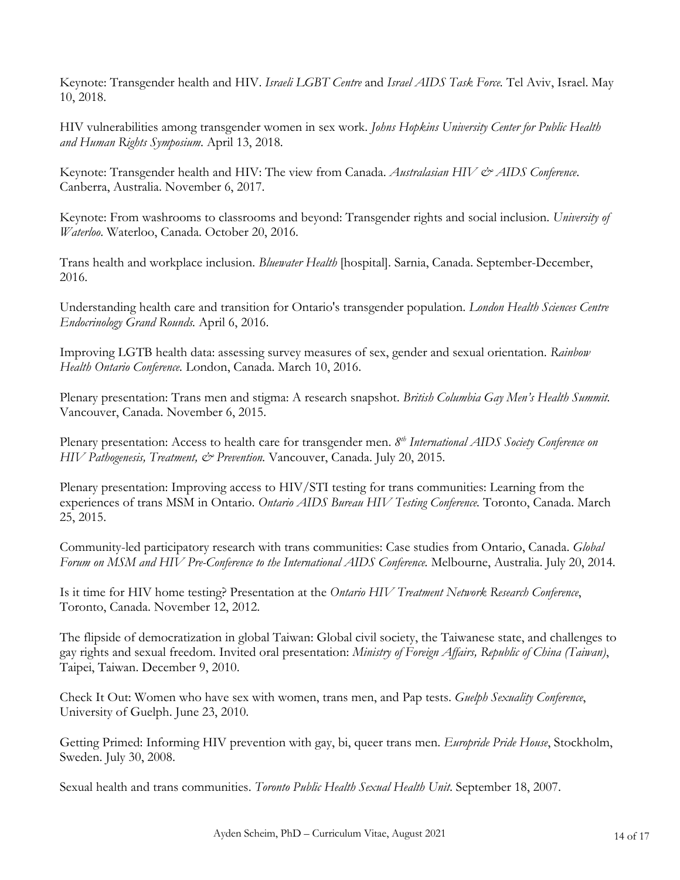Keynote: Transgender health and HIV. *Israeli LGBT Centre* and *Israel AIDS Task Force.* Tel Aviv, Israel. May 10, 2018.

HIV vulnerabilities among transgender women in sex work. *Johns Hopkins University Center for Public Health and Human Rights Symposium*. April 13, 2018.

Keynote: Transgender health and HIV: The view from Canada. *Australasian HIV & AIDS Conference*. Canberra, Australia. November 6, 2017.

Keynote: From washrooms to classrooms and beyond: Transgender rights and social inclusion. *University of Waterloo*. Waterloo, Canada. October 20, 2016.

Trans health and workplace inclusion. *Bluewater Health* [hospital]. Sarnia, Canada. September-December, 2016.

Understanding health care and transition for Ontario's transgender population. *London Health Sciences Centre Endocrinology Grand Rounds.* April 6, 2016.

Improving LGTB health data: assessing survey measures of sex, gender and sexual orientation. *Rainbow Health Ontario Conference.* London, Canada. March 10, 2016.

Plenary presentation: Trans men and stigma: A research snapshot. *British Columbia Gay Men's Health Summit.* Vancouver, Canada. November 6, 2015.

Plenary presentation: Access to health care for transgender men. *8th International AIDS Society Conference on HIV Pathogenesis, Treatment, & Prevention.* Vancouver, Canada. July 20, 2015.

Plenary presentation: Improving access to HIV/STI testing for trans communities: Learning from the experiences of trans MSM in Ontario. *Ontario AIDS Bureau HIV Testing Conference.* Toronto, Canada. March 25, 2015.

Community-led participatory research with trans communities: Case studies from Ontario, Canada. *Global Forum on MSM and HIV Pre-Conference to the International AIDS Conference.* Melbourne, Australia. July 20, 2014.

Is it time for HIV home testing? Presentation at the *Ontario HIV Treatment Network Research Conference*, Toronto, Canada. November 12, 2012.

The flipside of democratization in global Taiwan: Global civil society, the Taiwanese state, and challenges to gay rights and sexual freedom. Invited oral presentation: *Ministry of Foreign Affairs, Republic of China (Taiwan)*, Taipei, Taiwan. December 9, 2010.

Check It Out: Women who have sex with women, trans men, and Pap tests. *Guelph Sexuality Conference*, University of Guelph. June 23, 2010.

Getting Primed: Informing HIV prevention with gay, bi, queer trans men. *Europride Pride House*, Stockholm, Sweden. July 30, 2008.

Sexual health and trans communities. *Toronto Public Health Sexual Health Unit*. September 18, 2007.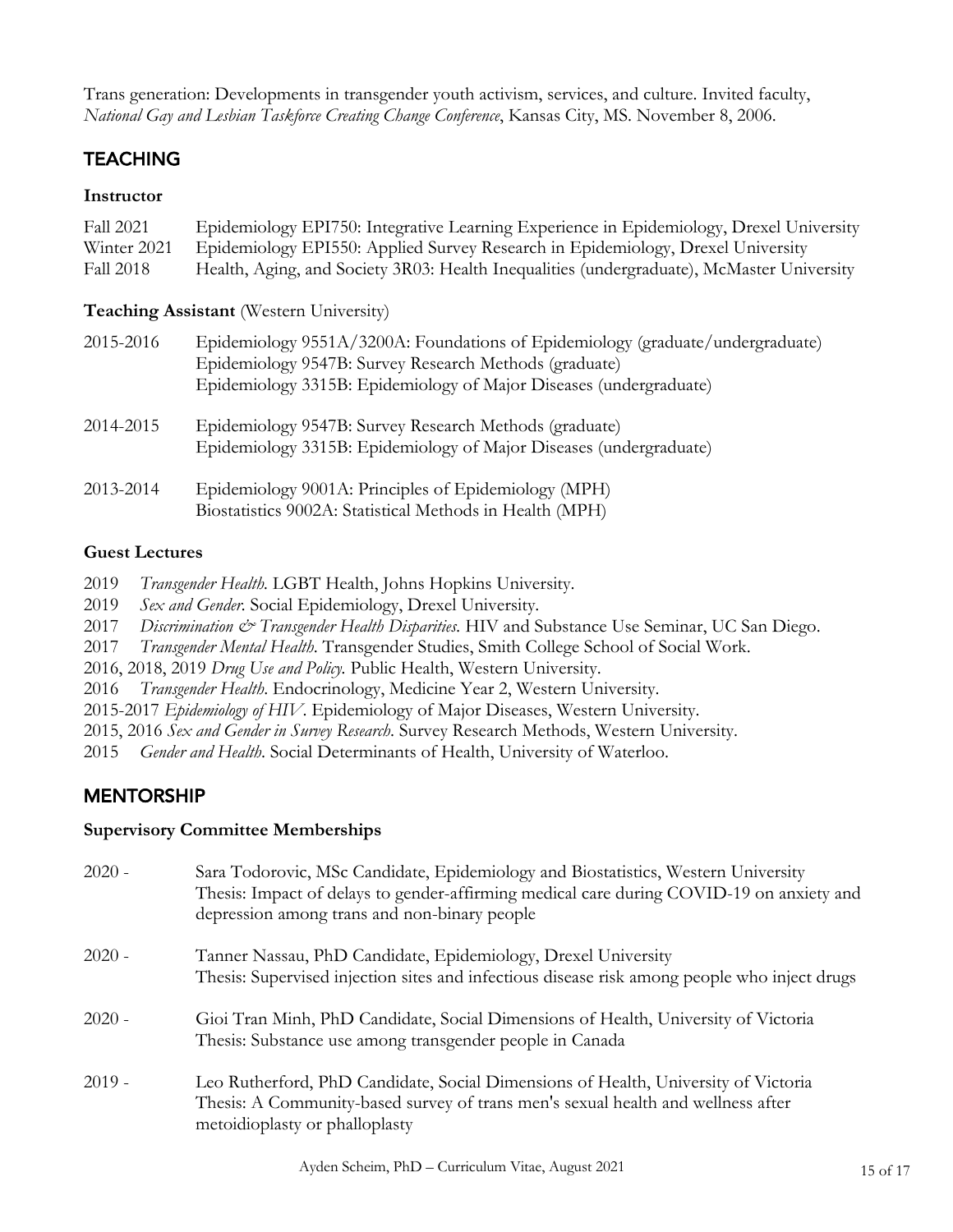Trans generation: Developments in transgender youth activism, services, and culture. Invited faculty, *National Gay and Lesbian Taskforce Creating Change Conference*, Kansas City, MS. November 8, 2006.

## TEACHING

### Instructor

Fall 2021 — Epidemiology EPI750: Integrative Learning Experience in Epidemiology, Drexel University
Winter 2021 — Epidemiology EPI550: Applied Survey Research in Epidemiology, Drexel University
Fall 2018 — Health, Aging, and Society 3R03: Health Inequalities (undergraduate), McMaster University

### Teaching Assistant (Western University)

2015-2016
- Epidemiology 9551A/3200A: Foundations of Epidemiology (graduate/undergraduate)
- Epidemiology 9547B: Survey Research Methods (graduate)
- Epidemiology 3315B: Epidemiology of Major Diseases (undergraduate)

2014-2015
- Epidemiology 9547B: Survey Research Methods (graduate)
- Epidemiology 3315B: Epidemiology of Major Diseases (undergraduate)

2013-2014
- Epidemiology 9001A: Principles of Epidemiology (MPH)
- Biostatistics 9002A: Statistical Methods in Health (MPH)

### Guest Lectures

2019 *Transgender Health*. LGBT Health, Johns Hopkins University.
2019 *Sex and Gender*. Social Epidemiology, Drexel University.
2017 *Discrimination & Transgender Health Disparities*. HIV and Substance Use Seminar, UC San Diego.
2017 *Transgender Mental Health*. Transgender Studies, Smith College School of Social Work.
2016, 2018, 2019 *Drug Use and Policy*. Public Health, Western University.
2016 *Transgender Health*. Endocrinology, Medicine Year 2, Western University.
2015-2017 *Epidemiology of HIV*. Epidemiology of Major Diseases, Western University.
2015, 2016 *Sex and Gender in Survey Research*. Survey Research Methods, Western University.
2015 *Gender and Health*. Social Determinants of Health, University of Waterloo.

## MENTORSHIP

### Supervisory Committee Memberships

2020 - Sara Todorovic, MSc Candidate, Epidemiology and Biostatistics, Western University
Thesis: Impact of delays to gender-affirming medical care during COVID-19 on anxiety and depression among trans and non-binary people

2020 - Tanner Nassau, PhD Candidate, Epidemiology, Drexel University
Thesis: Supervised injection sites and infectious disease risk among people who inject drugs

2020 - Gioi Tran Minh, PhD Candidate, Social Dimensions of Health, University of Victoria
Thesis: Substance use among transgender people in Canada

2019 - Leo Rutherford, PhD Candidate, Social Dimensions of Health, University of Victoria
Thesis: A Community-based survey of trans men's sexual health and wellness after metoidioplasty or phalloplasty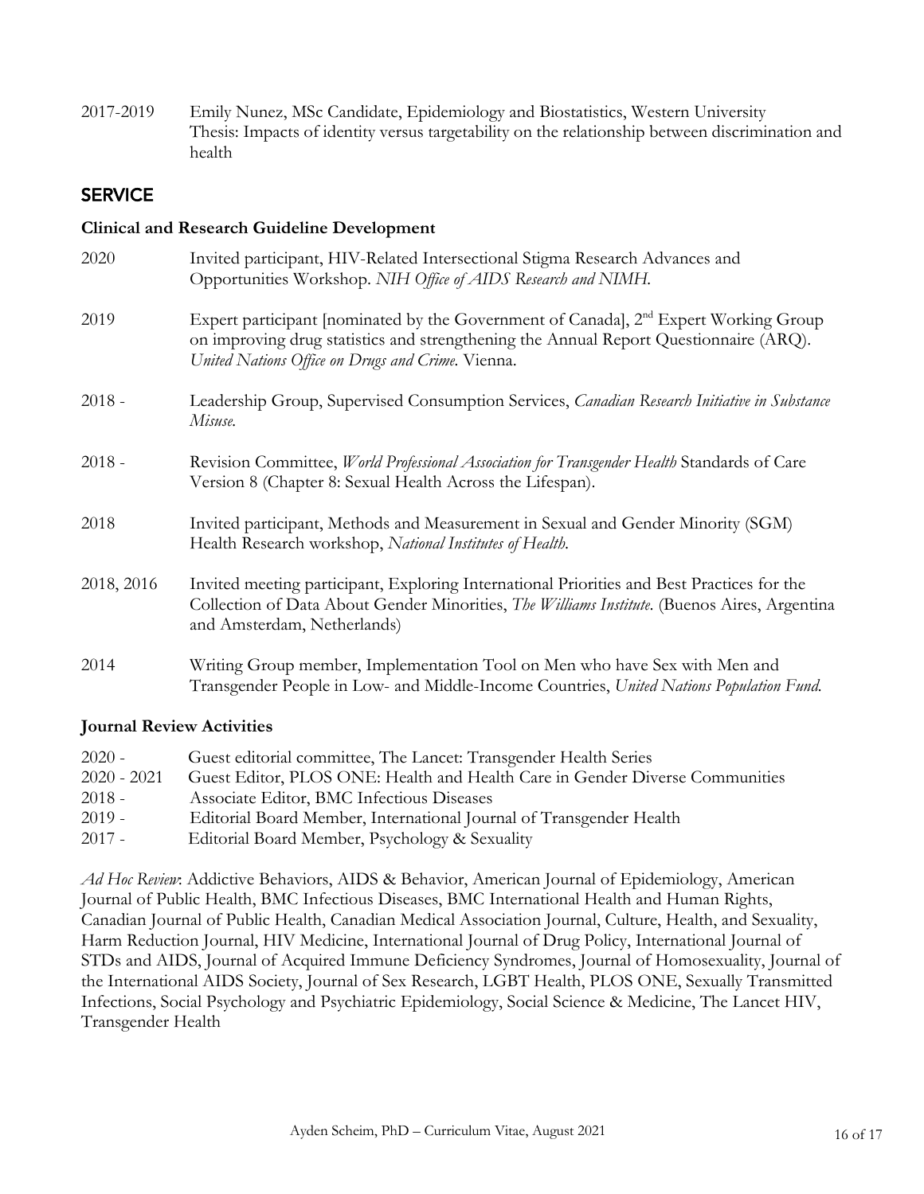2017-2019 Emily Nunez, MSc Candidate, Epidemiology and Biostatistics, Western University
Thesis: Impacts of identity versus targetability on the relationship between discrimination and health

## SERVICE

### Clinical and Research Guideline Development

2020 Invited participant, HIV-Related Intersectional Stigma Research Advances and Opportunities Workshop. *NIH Office of AIDS Research and NIMH.*

2019 Expert participant [nominated by the Government of Canada], 2nd Expert Working Group on improving drug statistics and strengthening the Annual Report Questionnaire (ARQ). *United Nations Office on Drugs and Crime.* Vienna.

2018 - Leadership Group, Supervised Consumption Services, *Canadian Research Initiative in Substance Misuse.*

2018 - Revision Committee, *World Professional Association for Transgender Health* Standards of Care Version 8 (Chapter 8: Sexual Health Across the Lifespan).

2018 Invited participant, Methods and Measurement in Sexual and Gender Minority (SGM) Health Research workshop, *National Institutes of Health.*

2018, 2016 Invited meeting participant, Exploring International Priorities and Best Practices for the Collection of Data About Gender Minorities, *The Williams Institute.* (Buenos Aires, Argentina and Amsterdam, Netherlands)

2014 Writing Group member, Implementation Tool on Men who have Sex with Men and Transgender People in Low- and Middle-Income Countries, *United Nations Population Fund.*

### Journal Review Activities

2020 - Guest editorial committee, The Lancet: Transgender Health Series
2020 - 2021 Guest Editor, PLOS ONE: Health and Health Care in Gender Diverse Communities
2018 - Associate Editor, BMC Infectious Diseases
2019 - Editorial Board Member, International Journal of Transgender Health
2017 - Editorial Board Member, Psychology & Sexuality

*Ad Hoc Review*: Addictive Behaviors, AIDS & Behavior, American Journal of Epidemiology, American Journal of Public Health, BMC Infectious Diseases, BMC International Health and Human Rights, Canadian Journal of Public Health, Canadian Medical Association Journal, Culture, Health, and Sexuality, Harm Reduction Journal, HIV Medicine, International Journal of Drug Policy, International Journal of STDs and AIDS, Journal of Acquired Immune Deficiency Syndromes, Journal of Homosexuality, Journal of the International AIDS Society, Journal of Sex Research, LGBT Health, PLOS ONE, Sexually Transmitted Infections, Social Psychology and Psychiatric Epidemiology, Social Science & Medicine, The Lancet HIV, Transgender Health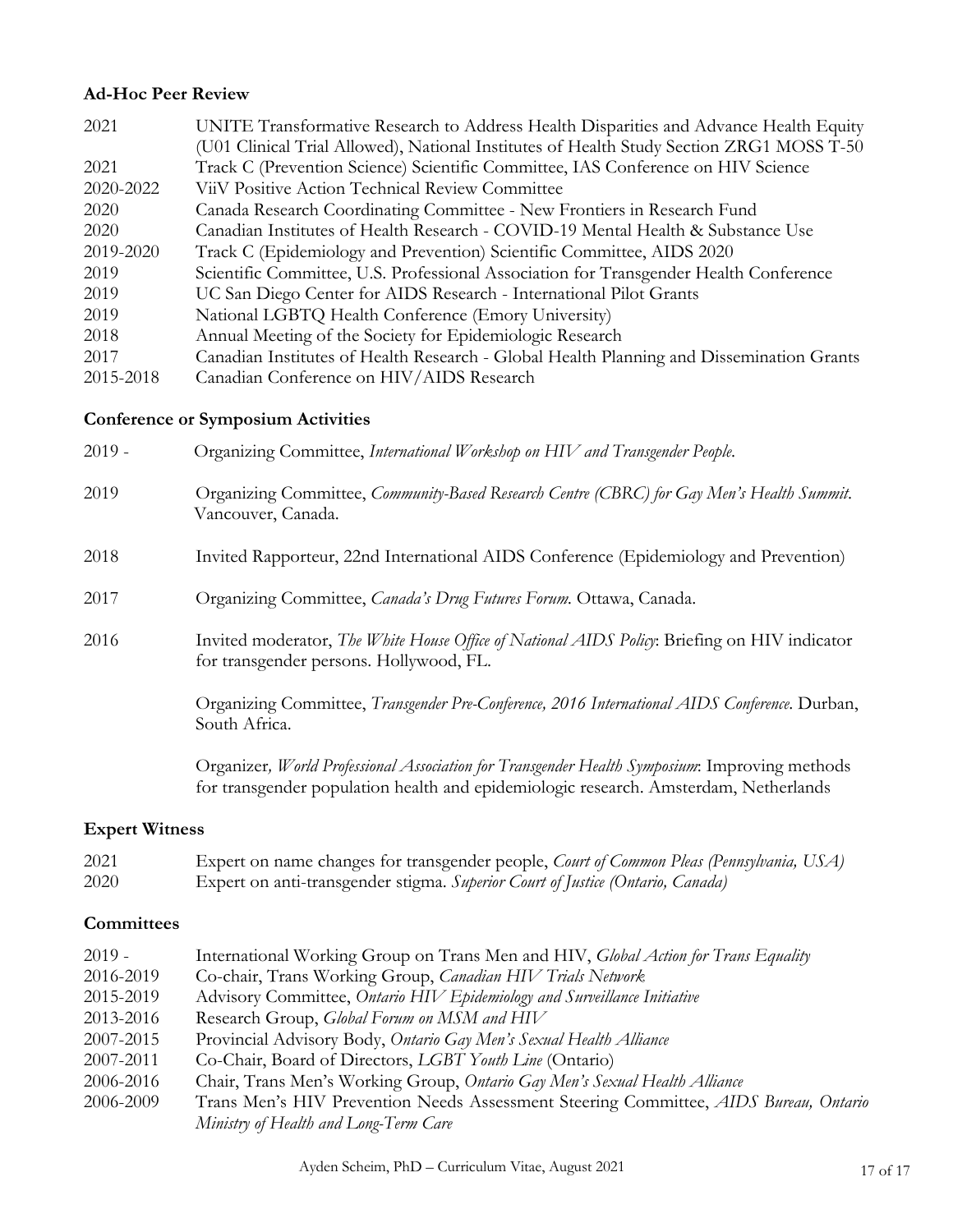### Ad-Hoc Peer Review

| | |
|---|---|
| 2021 | UNITE Transformative Research to Address Health Disparities and Advance Health Equity (U01 Clinical Trial Allowed), National Institutes of Health Study Section ZRG1 MOSS T-50 |
| 2021 | Track C (Prevention Science) Scientific Committee, IAS Conference on HIV Science |
| 2020-2022 | ViiV Positive Action Technical Review Committee |
| 2020 | Canada Research Coordinating Committee - New Frontiers in Research Fund |
| 2020 | Canadian Institutes of Health Research - COVID-19 Mental Health & Substance Use |
| 2019-2020 | Track C (Epidemiology and Prevention) Scientific Committee, AIDS 2020 |
| 2019 | Scientific Committee, U.S. Professional Association for Transgender Health Conference |
| 2019 | UC San Diego Center for AIDS Research - International Pilot Grants |
| 2019 | National LGBTQ Health Conference (Emory University) |
| 2018 | Annual Meeting of the Society for Epidemiologic Research |
| 2017 | Canadian Institutes of Health Research - Global Health Planning and Dissemination Grants |
| 2015-2018 | Canadian Conference on HIV/AIDS Research |

### Conference or Symposium Activities

2019 - Organizing Committee, *International Workshop on HIV and Transgender People*.

2019 Organizing Committee, *Community-Based Research Centre (CBRC) for Gay Men's Health Summit*. Vancouver, Canada.

2018 Invited Rapporteur, 22nd International AIDS Conference (Epidemiology and Prevention)

2017 Organizing Committee, *Canada's Drug Futures Forum*. Ottawa, Canada.

2016 Invited moderator, *The White House Office of National AIDS Policy*: Briefing on HIV indicator for transgender persons. Hollywood, FL.

Organizing Committee, *Transgender Pre-Conference, 2016 International AIDS Conference*. Durban, South Africa.

Organizer*, World Professional Association for Transgender Health Symposium*: Improving methods for transgender population health and epidemiologic research. Amsterdam, Netherlands

### Expert Witness

| | |
|---|---|
| 2021 | Expert on name changes for transgender people, *Court of Common Pleas (Pennsylvania, USA)* |
| 2020 | Expert on anti-transgender stigma. *Superior Court of Justice (Ontario, Canada)* |

### Committees

| | |
|---|---|
| 2019 - | International Working Group on Trans Men and HIV, *Global Action for Trans Equality* |
| 2016-2019 | Co-chair, Trans Working Group, *Canadian HIV Trials Network* |
| 2015-2019 | Advisory Committee, *Ontario HIV Epidemiology and Surveillance Initiative* |
| 2013-2016 | Research Group, *Global Forum on MSM and HIV* |
| 2007-2015 | Provincial Advisory Body, *Ontario Gay Men's Sexual Health Alliance* |
| 2007-2011 | Co-Chair, Board of Directors, *LGBT Youth Line* (Ontario) |
| 2006-2016 | Chair, Trans Men's Working Group, *Ontario Gay Men's Sexual Health Alliance* |
| 2006-2009 | Trans Men's HIV Prevention Needs Assessment Steering Committee, *AIDS Bureau, Ontario Ministry of Health and Long-Term Care* |